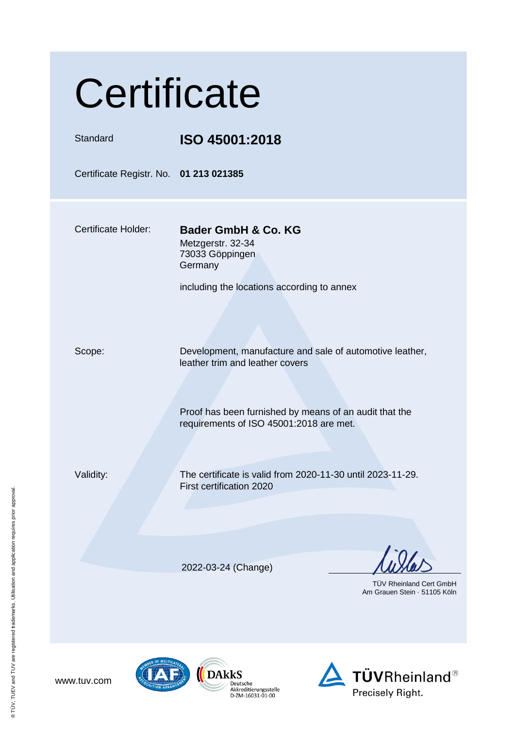# Certificate

| | |
|---|---|
| Standard | **ISO 45001:2018** |
| Certificate Registr. No. | **01 213 021385** |

Certificate Holder: **Bader GmbH & Co. KG**
Metzgerstr. 32-34
73033 Göppingen
Germany

including the locations according to annex

Scope: Development, manufacture and sale of automotive leather, leather trim and leather covers

Proof has been furnished by means of an audit that the requirements of ISO 45001:2018 are met.

Validity: The certificate is valid from 2020-11-30 until 2023-11-29.
First certification 2020

2022-03-24 (Change)

TÜV Rheinland Cert GmbH
Am Grauen Stein · 51105 Köln

www.tuv.com

DAkkS Deutsche Akkreditierungsstelle D-ZM-16031-01-00

TÜVRheinland® Precisely Right.

® TÜV, TUEV and TUV are registered trademarks. Utilisation and application requires prior approval.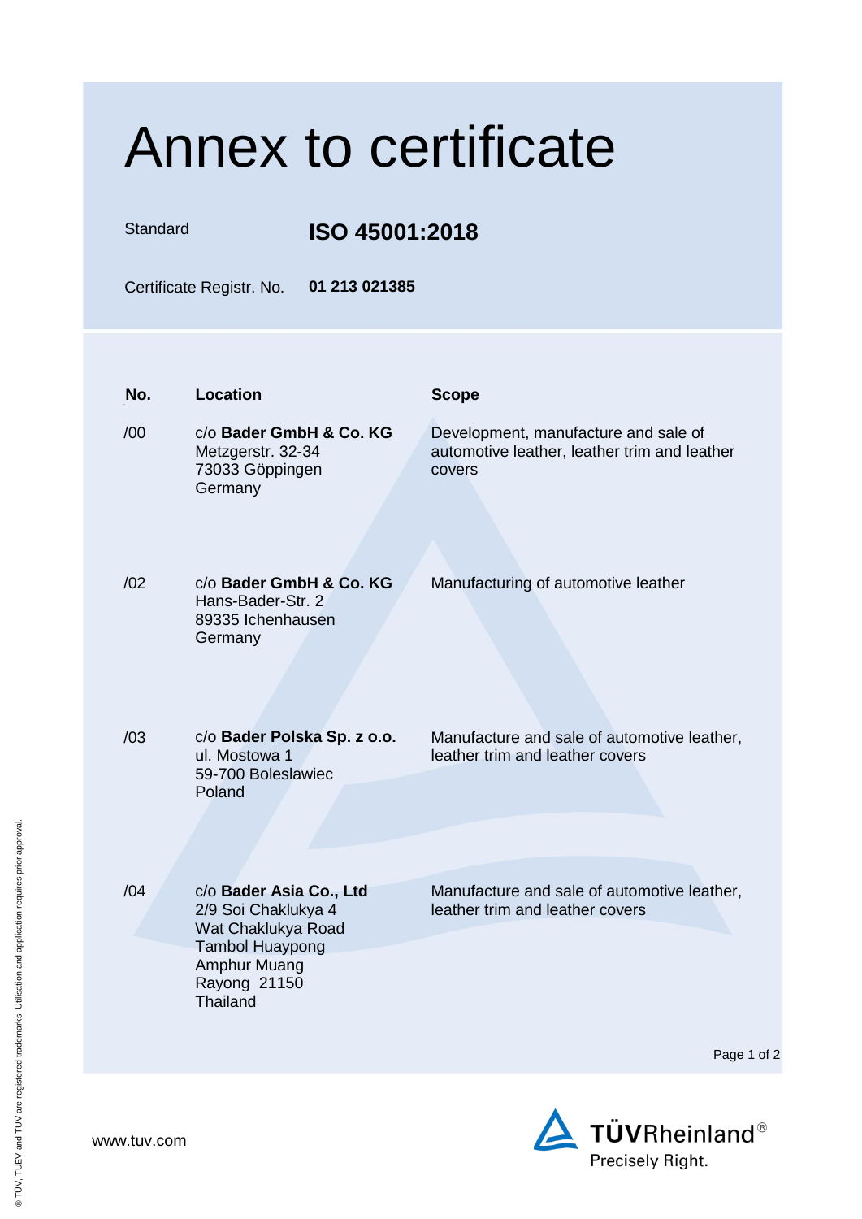# Annex to certificate

**Standard** **ISO 45001:2018**

**Certificate Registr. No.** **01 213 021385**

| No. | Location | Scope |
| --- | --- | --- |
| /00 | c/o **Bader GmbH & Co. KG**<br>Metzgerstr. 32-34<br>73033 Göppingen<br>Germany | Development, manufacture and sale of automotive leather, leather trim and leather covers |
| /02 | c/o **Bader GmbH & Co. KG**<br>Hans-Bader-Str. 2<br>89335 Ichenhausen<br>Germany | Manufacturing of automotive leather |
| /03 | c/o **Bader Polska Sp. z o.o.**<br>ul. Mostowa 1<br>59-700 Boleslawiec<br>Poland | Manufacture and sale of automotive leather, leather trim and leather covers |
| /04 | c/o **Bader Asia Co., Ltd**<br>2/9 Soi Chaklukya 4<br>Wat Chaklukya Road<br>Tambol Huaypong<br>Amphur Muang<br>Rayong 21150<br>Thailand | Manufacture and sale of automotive leather, leather trim and leather covers |

www.tuv.com

TÜVRheinland®
Precisely Right.

® TÜV, TUEV and TUV are registered trademarks. Utilisation and application requires prior approval.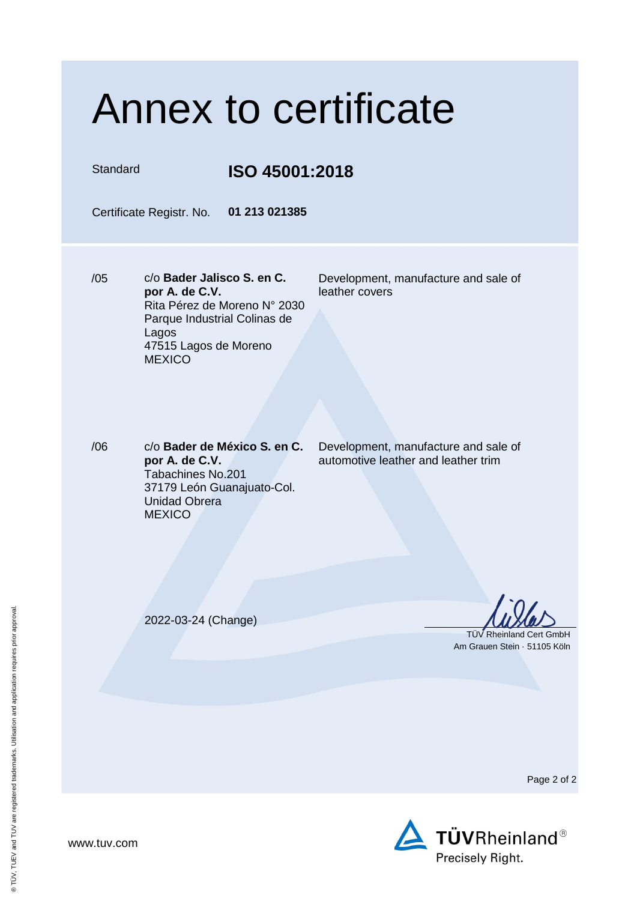# Annex to certificate

Standard **ISO 45001:2018**

Certificate Registr. No. **01 213 021385**

| | | |
|---|---|---|
| /05 | c/o **Bader Jalisco S. en C. por A. de C.V.**<br>Rita Pérez de Moreno N° 2030<br>Parque Industrial Colinas de Lagos<br>47515 Lagos de Moreno<br>MEXICO | Development, manufacture and sale of leather covers |
| /06 | c/o **Bader de México S. en C. por A. de C.V.**<br>Tabachines No.201<br>37179 León Guanajuato-Col. Unidad Obrera<br>MEXICO | Development, manufacture and sale of automotive leather and leather trim |

2022-03-24 (Change)

TÜV Rheinland Cert GmbH
Am Grauen Stein · 51105 Köln

www.tuv.com

TÜVRheinland®
Precisely Right.

® TÜV, TUEV and TUV are registered trademarks. Utilisation and application requires prior approval.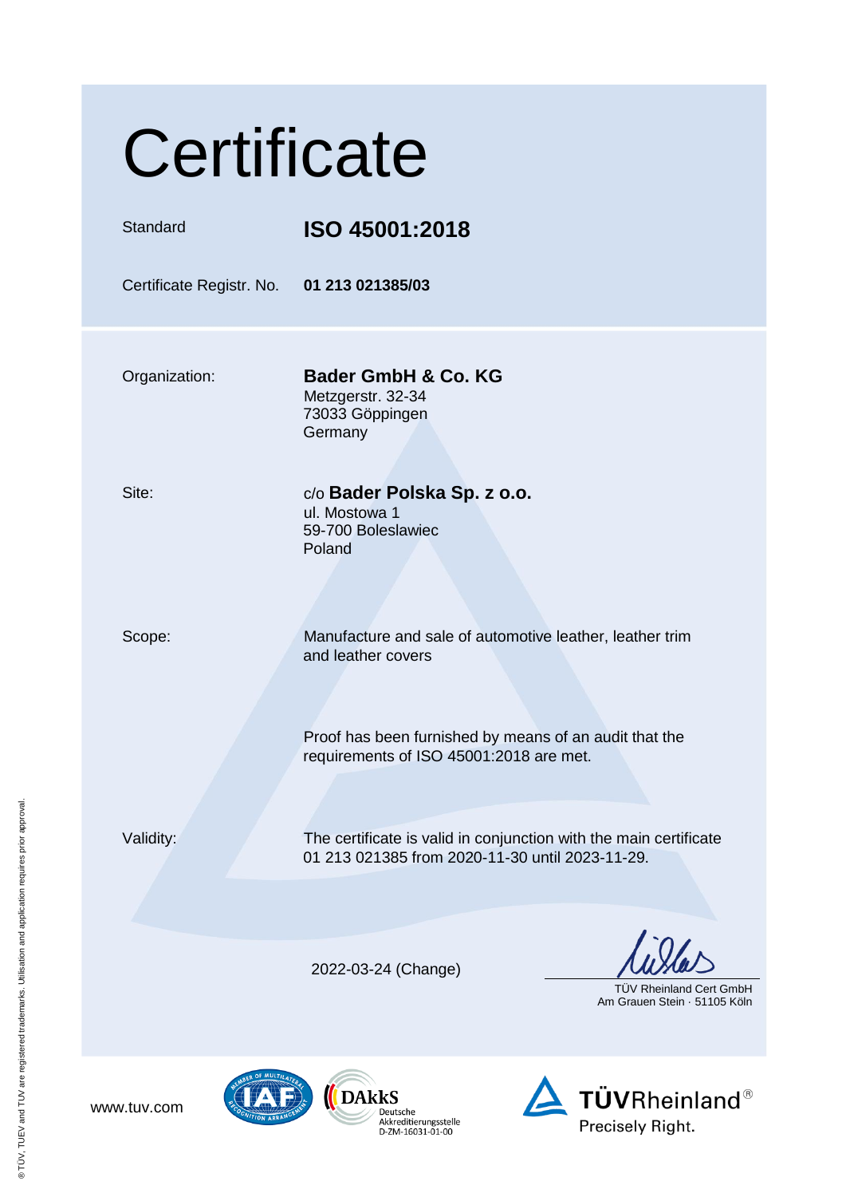# Certificate

| | |
|---|---|
| Standard | **ISO 45001:2018** |
| Certificate Registr. No. | **01 213 021385/03** |

| | |
|---|---|
| Organization: | **Bader GmbH & Co. KG**<br>Metzgerstr. 32-34<br>73033 Göppingen<br>Germany |
| Site: | c/o **Bader Polska Sp. z o.o.**<br>ul. Mostowa 1<br>59-700 Boleslawiec<br>Poland |
| Scope: | Manufacture and sale of automotive leather, leather trim and leather covers |

Proof has been furnished by means of an audit that the requirements of ISO 45001:2018 are met.

| | |
|---|---|
| Validity: | The certificate is valid in conjunction with the main certificate 01 213 021385 from 2020-11-30 until 2023-11-29. |

2022-03-24 (Change)

TÜV Rheinland Cert GmbH
Am Grauen Stein · 51105 Köln

www.tuv.com

DAkkS Deutsche Akkreditierungsstelle D-ZM-16031-01-00

TÜVRheinland® Precisely Right.

® TÜV, TUEV and TUV are registered trademarks. Utilisation and application requires prior approval.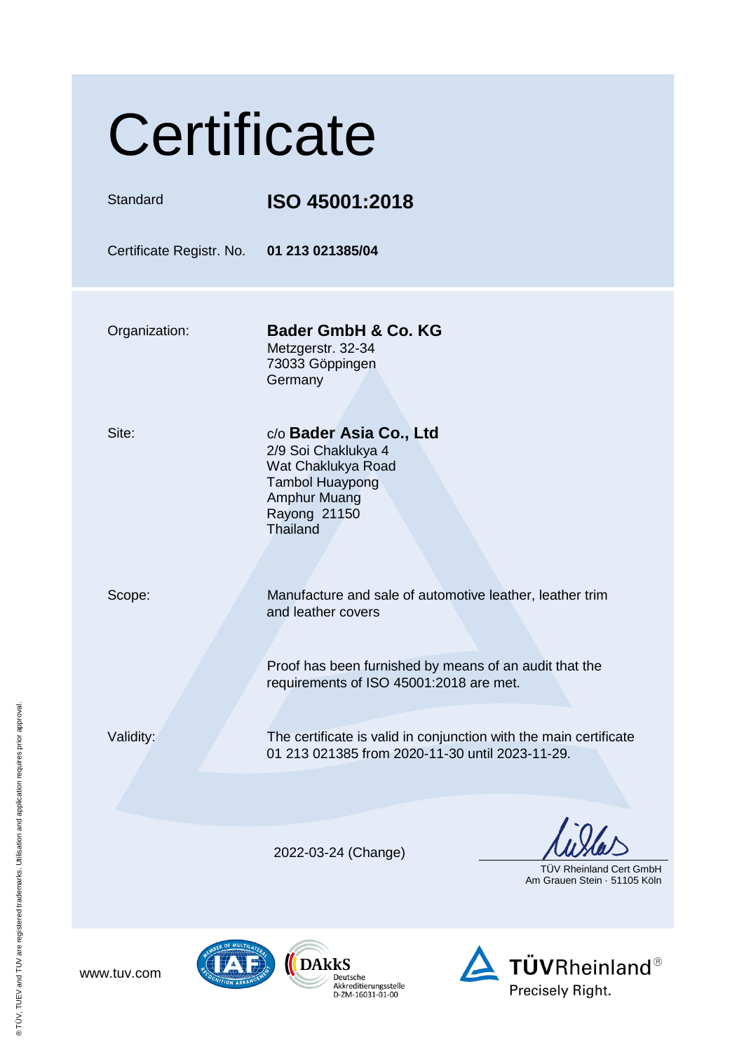# Certificate

| | |
|---|---|
| Standard | **ISO 45001:2018** |
| Certificate Registr. No. | **01 213 021385/04** |

Organization: **Bader GmbH & Co. KG**
Metzgerstr. 32-34
73033 Göppingen
Germany

Site: c/o **Bader Asia Co., Ltd**
2/9 Soi Chaklukya 4
Wat Chaklukya Road
Tambol Huaypong
Amphur Muang
Rayong 21150
Thailand

Scope: Manufacture and sale of automotive leather, leather trim and leather covers

Proof has been furnished by means of an audit that the requirements of ISO 45001:2018 are met.

Validity: The certificate is valid in conjunction with the main certificate 01 213 021385 from 2020-11-30 until 2023-11-29.

2022-03-24 (Change)

TÜV Rheinland Cert GmbH
Am Grauen Stein · 51105 Köln

www.tuv.com

DAkkS Deutsche Akkreditierungsstelle D-ZM-16031-01-00

TÜVRheinland® Precisely Right.

® TÜV, TUEV and TUV are registered trademarks. Utilisation and application requires prior approval.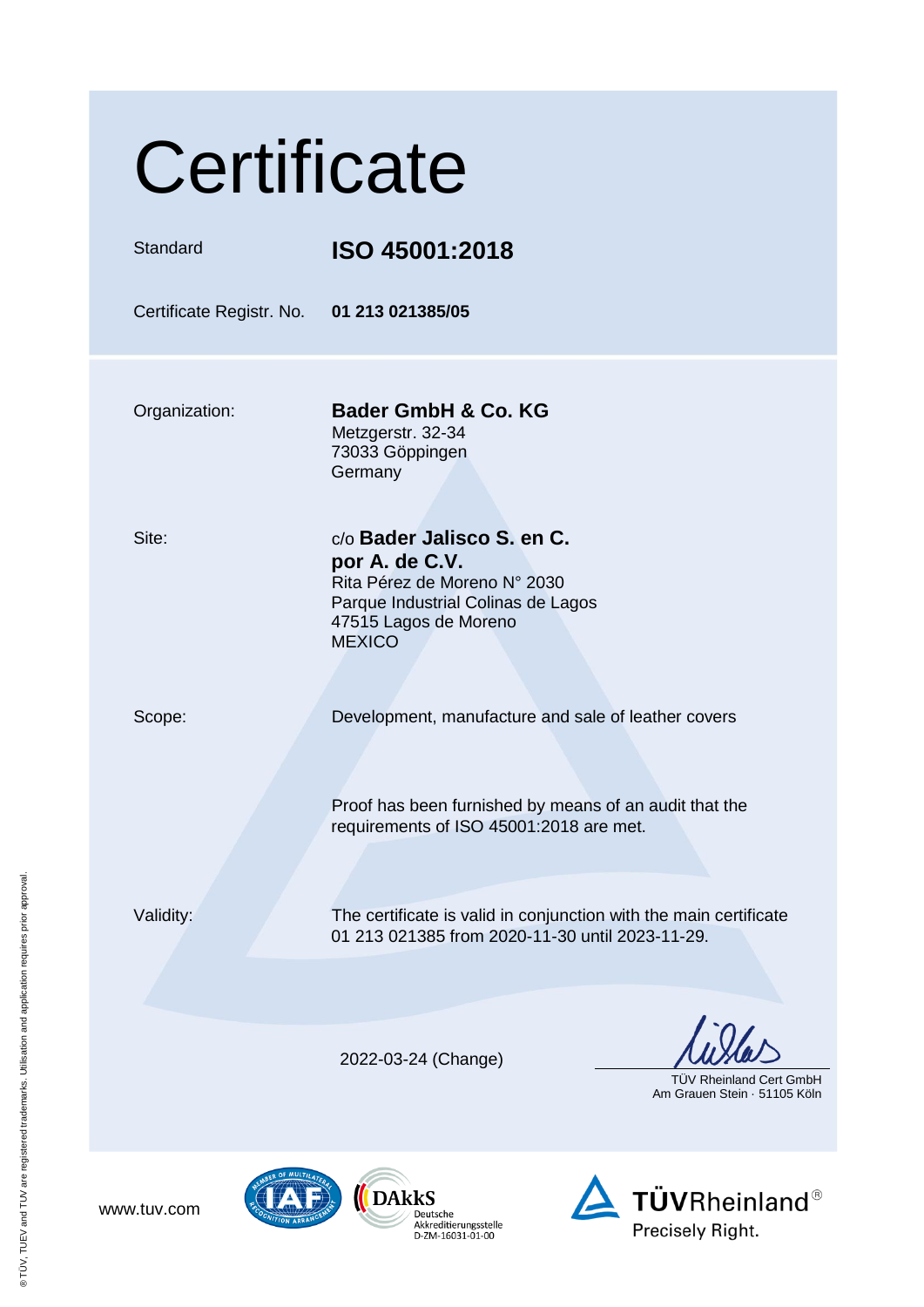# Certificate

| | |
|---|---|
| Standard | **ISO 45001:2018** |
| Certificate Registr. No. | **01 213 021385/05** |

| | |
|---|---|
| Organization: | **Bader GmbH & Co. KG**<br>Metzgerstr. 32-34<br>73033 Göppingen<br>Germany |
| Site: | c/o **Bader Jalisco S. en C. por A. de C.V.**<br>Rita Pérez de Moreno N° 2030<br>Parque Industrial Colinas de Lagos<br>47515 Lagos de Moreno<br>MEXICO |
| Scope: | Development, manufacture and sale of leather covers |
| | Proof has been furnished by means of an audit that the requirements of ISO 45001:2018 are met. |
| Validity: | The certificate is valid in conjunction with the main certificate 01 213 021385 from 2020-11-30 until 2023-11-29. |

2022-03-24 (Change)

TÜV Rheinland Cert GmbH
Am Grauen Stein · 51105 Köln

www.tuv.com

DAkkS
Deutsche
Akkreditierungsstelle
D-ZM-16031-01-00

TÜVRheinland®
Precisely Right.

® TÜV, TUEV and TUV are registered trademarks. Utilisation and application requires prior approval.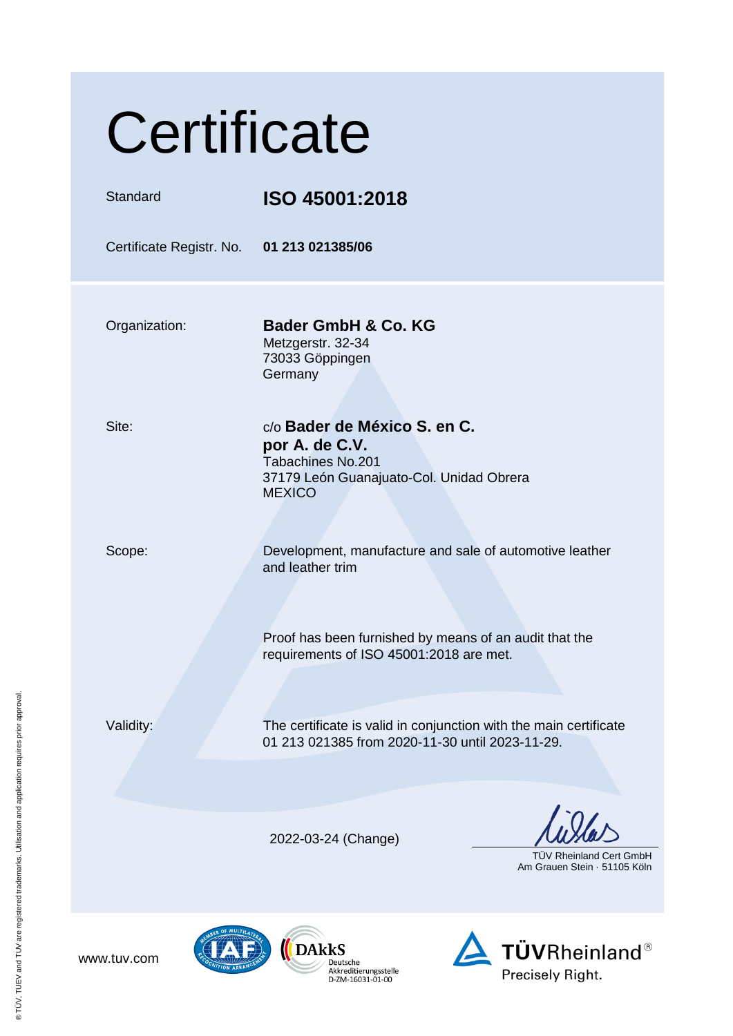# Certificate

| | |
|---|---|
| Standard | **ISO 45001:2018** |
| Certificate Registr. No. | **01 213 021385/06** |

Organization: **Bader GmbH & Co. KG**
Metzgerstr. 32-34
73033 Göppingen
Germany

Site: c/o **Bader de México S. en C. por A. de C.V.**
Tabachines No.201
37179 León Guanajuato-Col. Unidad Obrera
MEXICO

Scope: Development, manufacture and sale of automotive leather and leather trim

Proof has been furnished by means of an audit that the requirements of ISO 45001:2018 are met.

Validity: The certificate is valid in conjunction with the main certificate 01 213 021385 from 2020-11-30 until 2023-11-29.

2022-03-24 (Change)

TÜV Rheinland Cert GmbH
Am Grauen Stein · 51105 Köln

www.tuv.com

DAkkS Deutsche Akkreditierungsstelle D-ZM-16031-01-00

TÜVRheinland® Precisely Right.

® TÜV, TUEV and TUV are registered trademarks. Utilisation and application requires prior approval.